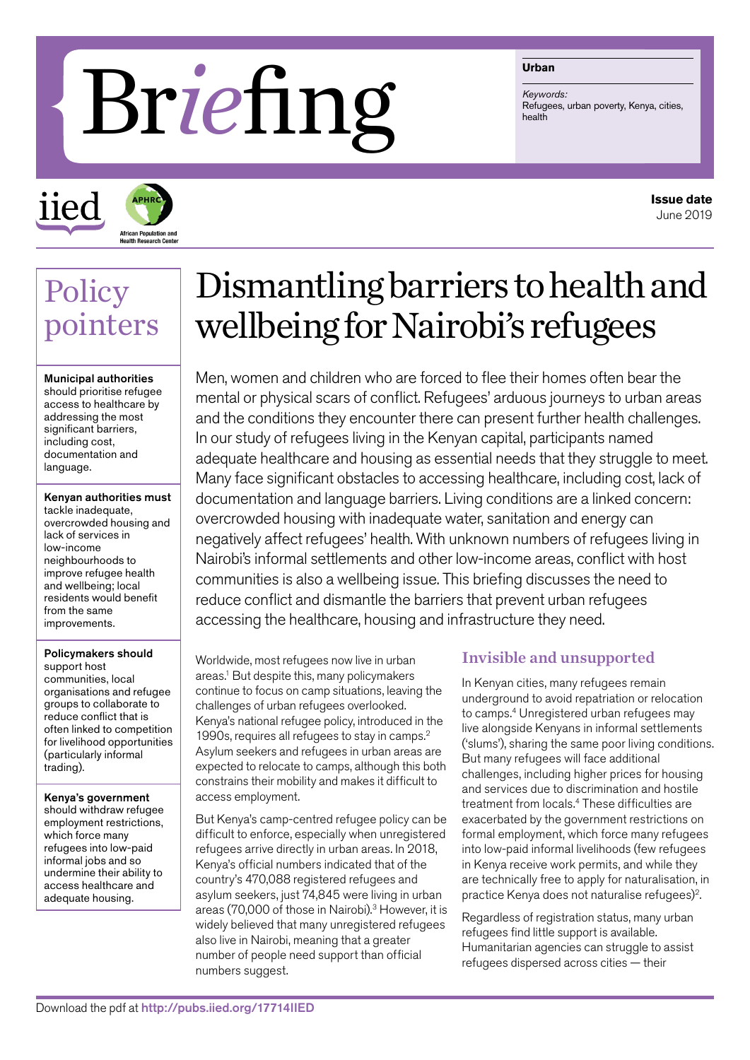# Briefing

**Urban**

*Keywords:*
Refugees, urban poverty, Kenya, cities, health

iied

APHRC African Population and Health Research Center

**Issue date**
June 2019

## Policy pointers

**Municipal authorities** should prioritise refugee access to healthcare by addressing the most significant barriers, including cost, documentation and language.

**Kenyan authorities must** tackle inadequate, overcrowded housing and lack of services in low-income neighbourhoods to improve refugee health and wellbeing; local residents would benefit from the same improvements.

**Policymakers should** support host communities, local organisations and refugee groups to collaborate to reduce conflict that is often linked to competition for livelihood opportunities (particularly informal trading).

**Kenya's government** should withdraw refugee employment restrictions, which force many refugees into low-paid informal jobs and so undermine their ability to access healthcare and adequate housing.

# Dismantling barriers to health and wellbeing for Nairobi's refugees

Men, women and children who are forced to flee their homes often bear the mental or physical scars of conflict. Refugees' arduous journeys to urban areas and the conditions they encounter there can present further health challenges. In our study of refugees living in the Kenyan capital, participants named adequate healthcare and housing as essential needs that they struggle to meet. Many face significant obstacles to accessing healthcare, including cost, lack of documentation and language barriers. Living conditions are a linked concern: overcrowded housing with inadequate water, sanitation and energy can negatively affect refugees' health. With unknown numbers of refugees living in Nairobi's informal settlements and other low-income areas, conflict with host communities is also a wellbeing issue. This briefing discusses the need to reduce conflict and dismantle the barriers that prevent urban refugees accessing the healthcare, housing and infrastructure they need.

Worldwide, most refugees now live in urban areas.[1] But despite this, many policymakers continue to focus on camp situations, leaving the challenges of urban refugees overlooked. Kenya's national refugee policy, introduced in the 1990s, requires all refugees to stay in camps.[2] Asylum seekers and refugees in urban areas are expected to relocate to camps, although this both constrains their mobility and makes it difficult to access employment.

But Kenya's camp-centred refugee policy can be difficult to enforce, especially when unregistered refugees arrive directly in urban areas. In 2018, Kenya's official numbers indicated that of the country's 470,088 registered refugees and asylum seekers, just 74,845 were living in urban areas (70,000 of those in Nairobi).[3] However, it is widely believed that many unregistered refugees also live in Nairobi, meaning that a greater number of people need support than official numbers suggest.

## Invisible and unsupported

In Kenyan cities, many refugees remain underground to avoid repatriation or relocation to camps.[4] Unregistered urban refugees may live alongside Kenyans in informal settlements ('slums'), sharing the same poor living conditions. But many refugees will face additional challenges, including higher prices for housing and services due to discrimination and hostile treatment from locals.[4] These difficulties are exacerbated by the government restrictions on formal employment, which force many refugees into low-paid informal livelihoods (few refugees in Kenya receive work permits, and while they are technically free to apply for naturalisation, in practice Kenya does not naturalise refugees)[2].

Regardless of registration status, many urban refugees find little support is available. Humanitarian agencies can struggle to assist refugees dispersed across cities — their

Download the pdf at http://pubs.iied.org/17714IIED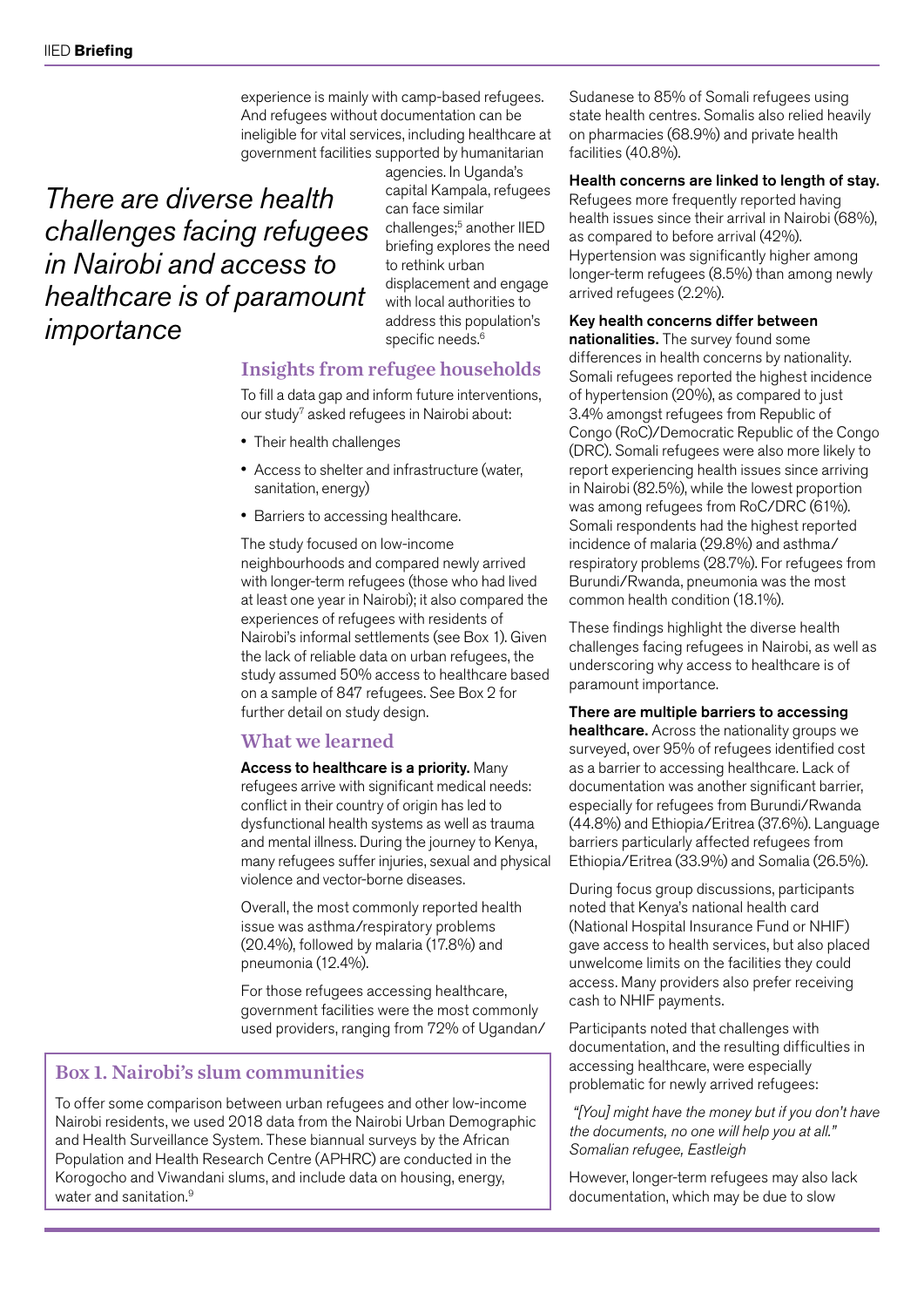experience is mainly with camp-based refugees. And refugees without documentation can be ineligible for vital services, including healthcare at government facilities supported by humanitarian agencies. In Uganda's capital Kampala, refugees can face similar challenges;[5] another IIED briefing explores the need to rethink urban displacement and engage with local authorities to address this population's specific needs.[6]

*There are diverse health challenges facing refugees in Nairobi and access to healthcare is of paramount importance*

## Insights from refugee households

To fill a data gap and inform future interventions, our study[7] asked refugees in Nairobi about:

- Their health challenges
- Access to shelter and infrastructure (water, sanitation, energy)
- Barriers to accessing healthcare.

The study focused on low-income neighbourhoods and compared newly arrived with longer-term refugees (those who had lived at least one year in Nairobi); it also compared the experiences of refugees with residents of Nairobi's informal settlements (see Box 1). Given the lack of reliable data on urban refugees, the study assumed 50% access to healthcare based on a sample of 847 refugees. See Box 2 for further detail on study design.

## What we learned

**Access to healthcare is a priority.** Many refugees arrive with significant medical needs: conflict in their country of origin has led to dysfunctional health systems as well as trauma and mental illness. During the journey to Kenya, many refugees suffer injuries, sexual and physical violence and vector-borne diseases.

Overall, the most commonly reported health issue was asthma/respiratory problems (20.4%), followed by malaria (17.8%) and pneumonia (12.4%).

For those refugees accessing healthcare, government facilities were the most commonly used providers, ranging from 72% of Ugandan/Sudanese to 85% of Somali refugees using state health centres. Somalis also relied heavily on pharmacies (68.9%) and private health facilities (40.8%).

**Health concerns are linked to length of stay.** Refugees more frequently reported having health issues since their arrival in Nairobi (68%), as compared to before arrival (42%). Hypertension was significantly higher among longer-term refugees (8.5%) than among newly arrived refugees (2.2%).

**Key health concerns differ between nationalities.** The survey found some differences in health concerns by nationality. Somali refugees reported the highest incidence of hypertension (20%), as compared to just 3.4% amongst refugees from Republic of Congo (RoC)/Democratic Republic of the Congo (DRC). Somali refugees were also more likely to report experiencing health issues since arriving in Nairobi (82.5%), while the lowest proportion was among refugees from RoC/DRC (61%). Somali respondents had the highest reported incidence of malaria (29.8%) and asthma/respiratory problems (28.7%). For refugees from Burundi/Rwanda, pneumonia was the most common health condition (18.1%).

These findings highlight the diverse health challenges facing refugees in Nairobi, as well as underscoring why access to healthcare is of paramount importance.

**There are multiple barriers to accessing healthcare.** Across the nationality groups we surveyed, over 95% of refugees identified cost as a barrier to accessing healthcare. Lack of documentation was another significant barrier, especially for refugees from Burundi/Rwanda (44.8%) and Ethiopia/Eritrea (37.6%). Language barriers particularly affected refugees from Ethiopia/Eritrea (33.9%) and Somalia (26.5%).

During focus group discussions, participants noted that Kenya's national health card (National Hospital Insurance Fund or NHIF) gave access to health services, but also placed unwelcome limits on the facilities they could access. Many providers also prefer receiving cash to NHIF payments.

Participants noted that challenges with documentation, and the resulting difficulties in accessing healthcare, were especially problematic for newly arrived refugees:

*"[You] might have the money but if you don't have the documents, no one will help you at all." Somalian refugee, Eastleigh*

However, longer-term refugees may also lack documentation, which may be due to slow

### Box 1. Nairobi's slum communities

To offer some comparison between urban refugees and other low-income Nairobi residents, we used 2018 data from the Nairobi Urban Demographic and Health Surveillance System. These biannual surveys by the African Population and Health Research Centre (APHRC) are conducted in the Korogocho and Viwandani slums, and include data on housing, energy, water and sanitation.[9]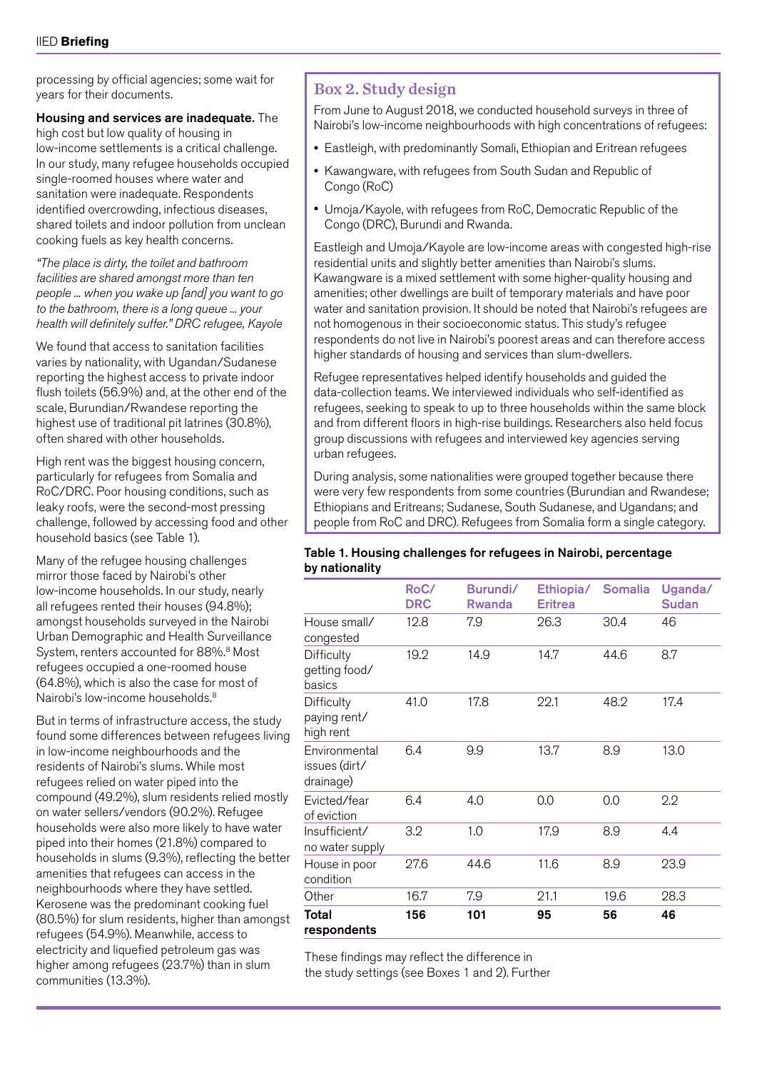processing by official agencies; some wait for years for their documents.

**Housing and services are inadequate.** The high cost but low quality of housing in low-income settlements is a critical challenge. In our study, many refugee households occupied single-roomed houses where water and sanitation were inadequate. Respondents identified overcrowding, infectious diseases, shared toilets and indoor pollution from unclean cooking fuels as key health concerns.

*"The place is dirty, the toilet and bathroom facilities are shared amongst more than ten people ... when you wake up [and] you want to go to the bathroom, there is a long queue ... your health will definitely suffer." DRC refugee, Kayole*

We found that access to sanitation facilities varies by nationality, with Ugandan/Sudanese reporting the highest access to private indoor flush toilets (56.9%) and, at the other end of the scale, Burundian/Rwandese reporting the highest use of traditional pit latrines (30.8%), often shared with other households.

High rent was the biggest housing concern, particularly for refugees from Somalia and RoC/DRC. Poor housing conditions, such as leaky roofs, were the second-most pressing challenge, followed by accessing food and other household basics (see Table 1).

Many of the refugee housing challenges mirror those faced by Nairobi's other low-income households. In our study, nearly all refugees rented their houses (94.8%); amongst households surveyed in the Nairobi Urban Demographic and Health Surveillance System, renters accounted for 88%.[8] Most refugees occupied a one-roomed house (64.8%), which is also the case for most of Nairobi's low-income households.[8]

But in terms of infrastructure access, the study found some differences between refugees living in low-income neighbourhoods and the residents of Nairobi's slums. While most refugees relied on water piped into the compound (49.2%), slum residents relied mostly on water sellers/vendors (90.2%). Refugee households were also more likely to have water piped into their homes (21.8%) compared to households in slums (9.3%), reflecting the better amenities that refugees can access in the neighbourhoods where they have settled. Kerosene was the predominant cooking fuel (80.5%) for slum residents, higher than amongst refugees (54.9%). Meanwhile, access to electricity and liquefied petroleum gas was higher among refugees (23.7%) than in slum communities (13.3%).

## Box 2. Study design

From June to August 2018, we conducted household surveys in three of Nairobi's low-income neighbourhoods with high concentrations of refugees:

- Eastleigh, with predominantly Somali, Ethiopian and Eritrean refugees
- Kawangware, with refugees from South Sudan and Republic of Congo (RoC)
- Umoja/Kayole, with refugees from RoC, Democratic Republic of the Congo (DRC), Burundi and Rwanda.

Eastleigh and Umoja/Kayole are low-income areas with congested high-rise residential units and slightly better amenities than Nairobi's slums. Kawangware is a mixed settlement with some higher-quality housing and amenities; other dwellings are built of temporary materials and have poor water and sanitation provision. It should be noted that Nairobi's refugees are not homogenous in their socioeconomic status. This study's refugee respondents do not live in Nairobi's poorest areas and can therefore access higher standards of housing and services than slum-dwellers.

Refugee representatives helped identify households and guided the data-collection teams. We interviewed individuals who self-identified as refugees, seeking to speak to up to three households within the same block and from different floors in high-rise buildings. Researchers also held focus group discussions with refugees and interviewed key agencies serving urban refugees.

During analysis, some nationalities were grouped together because there were very few respondents from some countries (Burundian and Rwandese; Ethiopians and Eritreans; Sudanese, South Sudanese, and Ugandans; and people from RoC and DRC). Refugees from Somalia form a single category.

**Table 1. Housing challenges for refugees in Nairobi, percentage by nationality**

| | RoC/ DRC | Burundi/ Rwanda | Ethiopia/ Eritrea | Somalia | Uganda/ Sudan |
|---|---|---|---|---|---|
| House small/ congested | 12.8 | 7.9 | 26.3 | 30.4 | 46 |
| Difficulty getting food/ basics | 19.2 | 14.9 | 14.7 | 44.6 | 8.7 |
| Difficulty paying rent/ high rent | 41.0 | 17.8 | 22.1 | 48.2 | 17.4 |
| Environmental issues (dirt/ drainage) | 6.4 | 9.9 | 13.7 | 8.9 | 13.0 |
| Evicted/fear of eviction | 6.4 | 4.0 | 0.0 | 0.0 | 2.2 |
| Insufficient/ no water supply | 3.2 | 1.0 | 17.9 | 8.9 | 4.4 |
| House in poor condition | 27.6 | 44.6 | 11.6 | 8.9 | 23.9 |
| Other | 16.7 | 7.9 | 21.1 | 19.6 | 28.3 |
| **Total respondents** | **156** | **101** | **95** | **56** | **46** |

These findings may reflect the difference in the study settings (see Boxes 1 and 2). Further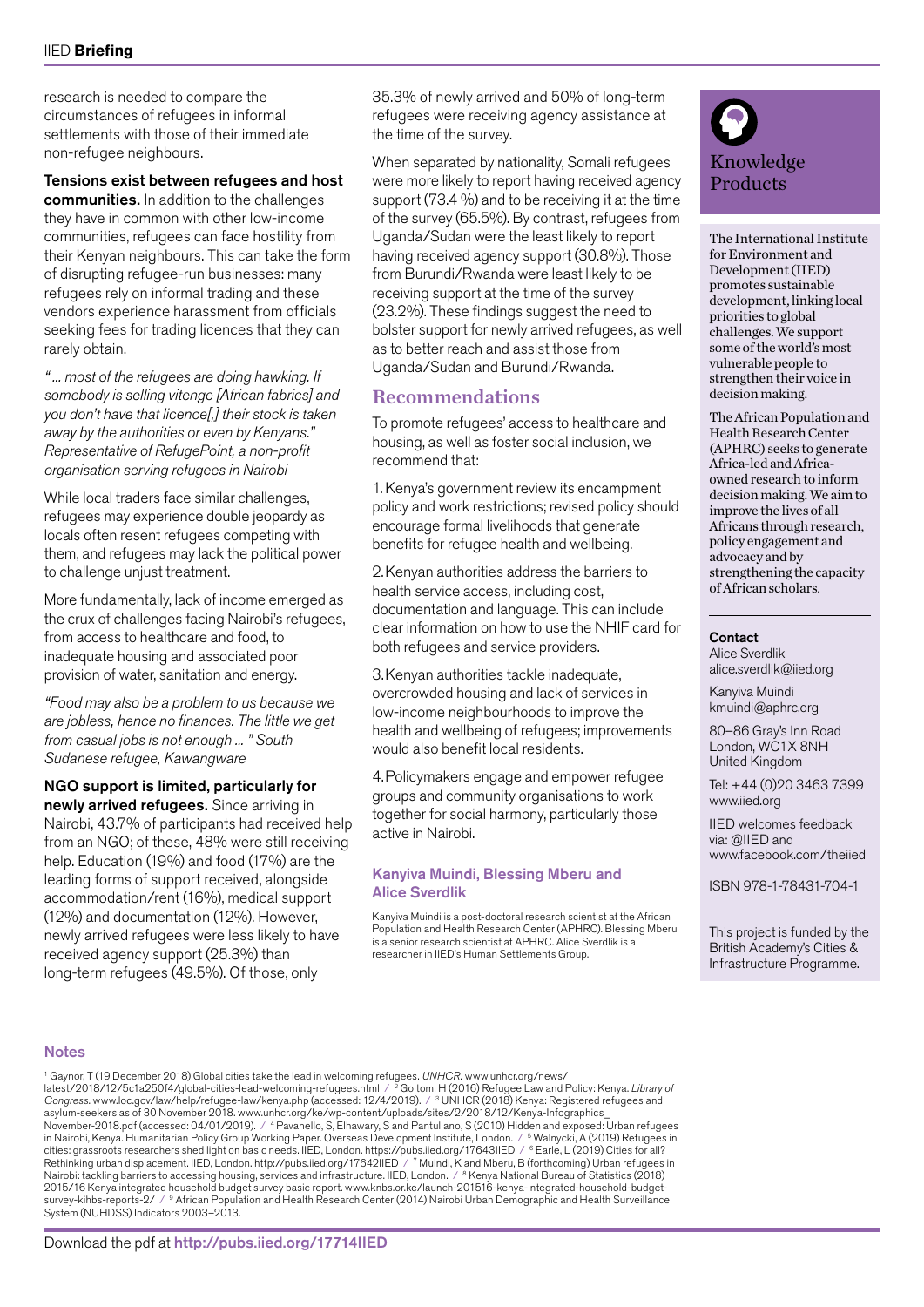research is needed to compare the circumstances of refugees in informal settlements with those of their immediate non-refugee neighbours.

**Tensions exist between refugees and host communities.** In addition to the challenges they have in common with other low-income communities, refugees can face hostility from their Kenyan neighbours. This can take the form of disrupting refugee-run businesses: many refugees rely on informal trading and these vendors experience harassment from officials seeking fees for trading licences that they can rarely obtain.

*"... most of the refugees are doing hawking. If somebody is selling vitenge [African fabrics] and you don't have that licence[,] their stock is taken away by the authorities or even by Kenyans." Representative of RefugePoint, a non-profit organisation serving refugees in Nairobi*

While local traders face similar challenges, refugees may experience double jeopardy as locals often resent refugees competing with them, and refugees may lack the political power to challenge unjust treatment.

More fundamentally, lack of income emerged as the crux of challenges facing Nairobi's refugees, from access to healthcare and food, to inadequate housing and associated poor provision of water, sanitation and energy.

*"Food may also be a problem to us because we are jobless, hence no finances. The little we get from casual jobs is not enough ... " South Sudanese refugee, Kawangware*

**NGO support is limited, particularly for newly arrived refugees.** Since arriving in Nairobi, 43.7% of participants had received help from an NGO; of these, 48% were still receiving help. Education (19%) and food (17%) are the leading forms of support received, alongside accommodation/rent (16%), medical support (12%) and documentation (12%). However, newly arrived refugees were less likely to have received agency support (25.3%) than long-term refugees (49.5%). Of those, only 35.3% of newly arrived and 50% of long-term refugees were receiving agency assistance at the time of the survey.

When separated by nationality, Somali refugees were more likely to report having received agency support (73.4 %) and to be receiving it at the time of the survey (65.5%). By contrast, refugees from Uganda/Sudan were the least likely to report having received agency support (30.8%). Those from Burundi/Rwanda were least likely to be receiving support at the time of the survey (23.2%). These findings suggest the need to bolster support for newly arrived refugees, as well as to better reach and assist those from Uganda/Sudan and Burundi/Rwanda.

## Recommendations

To promote refugees' access to healthcare and housing, as well as foster social inclusion, we recommend that:

1. Kenya's government review its encampment policy and work restrictions; revised policy should encourage formal livelihoods that generate benefits for refugee health and wellbeing.
2. Kenyan authorities address the barriers to health service access, including cost, documentation and language. This can include clear information on how to use the NHIF card for both refugees and service providers.
3. Kenyan authorities tackle inadequate, overcrowded housing and lack of services in low-income neighbourhoods to improve the health and wellbeing of refugees; improvements would also benefit local residents.
4. Policymakers engage and empower refugee groups and community organisations to work together for social harmony, particularly those active in Nairobi.

### Kanyiva Muindi, Blessing Mberu and Alice Sverdlik

Kanyiva Muindi is a post-doctoral research scientist at the African Population and Health Research Center (APHRC). Blessing Mberu is a senior research scientist at APHRC. Alice Sverdlik is a researcher in IIED's Human Settlements Group.

## Knowledge Products

The International Institute for Environment and Development (IIED) promotes sustainable development, linking local priorities to global challenges. We support some of the world's most vulnerable people to strengthen their voice in decision making.

The African Population and Health Research Center (APHRC) seeks to generate Africa-led and Africa-owned research to inform decision making. We aim to improve the lives of all Africans through research, policy engagement and advocacy and by strengthening the capacity of African scholars.

**Contact**
Alice Sverdlik
alice.sverdlik@iied.org

Kanyiva Muindi
kmuindi@aphrc.org

80–86 Gray's Inn Road
London, WC1X 8NH
United Kingdom

Tel: +44 (0)20 3463 7399
www.iied.org

IIED welcomes feedback via: @IIED and www.facebook.com/theiied

ISBN 978-1-78431-704-1

This project is funded by the British Academy's Cities & Infrastructure Programme.

## Notes

[1] Gaynor, T (19 December 2018) Global cities take the lead in welcoming refugees. *UNHCR*. www.unhcr.org/news/latest/2018/12/5c1a250f4/global-cities-lead-welcoming-refugees.html / [2] Goitom, H (2016) Refugee Law and Policy: Kenya. *Library of Congress*. www.loc.gov/law/help/refugee-law/kenya.php (accessed: 12/4/2019). / [3] UNHCR (2018) Kenya: Registered refugees and asylum-seekers as of 30 November 2018. www.unhcr.org/ke/wp-content/uploads/sites/2/2018/12/Kenya-Infographics_November-2018.pdf (accessed: 04/01/2019). / [4] Pavanello, S, Elhawary, S and Pantuliano, S (2010) Hidden and exposed: Urban refugees in Nairobi, Kenya. Humanitarian Policy Group Working Paper. Overseas Development Institute, London. / [5] Walnycki, A (2019) Refugees in cities: grassroots researchers shed light on basic needs. IIED, London. https://pubs.iied.org/17643IIED / [6] Earle, L (2019) Cities for all? Rethinking urban displacement. IIED, London. http://pubs.iied.org/17642IIED / [7] Muindi, K and Mberu, B (forthcoming) Urban refugees in Nairobi: tackling barriers to accessing housing, services and infrastructure. IIED, London. / [8] Kenya National Bureau of Statistics (2018) 2015/16 Kenya integrated household budget survey basic report. www.knbs.or.ke/launch-201516-kenya-integrated-household-budget-survey-kihbs-reports-2/ / [9] African Population and Health Research Center (2014) Nairobi Urban Demographic and Health Surveillance System (NUHDSS) Indicators 2003–2013.

Download the pdf at http://pubs.iied.org/17714IIED